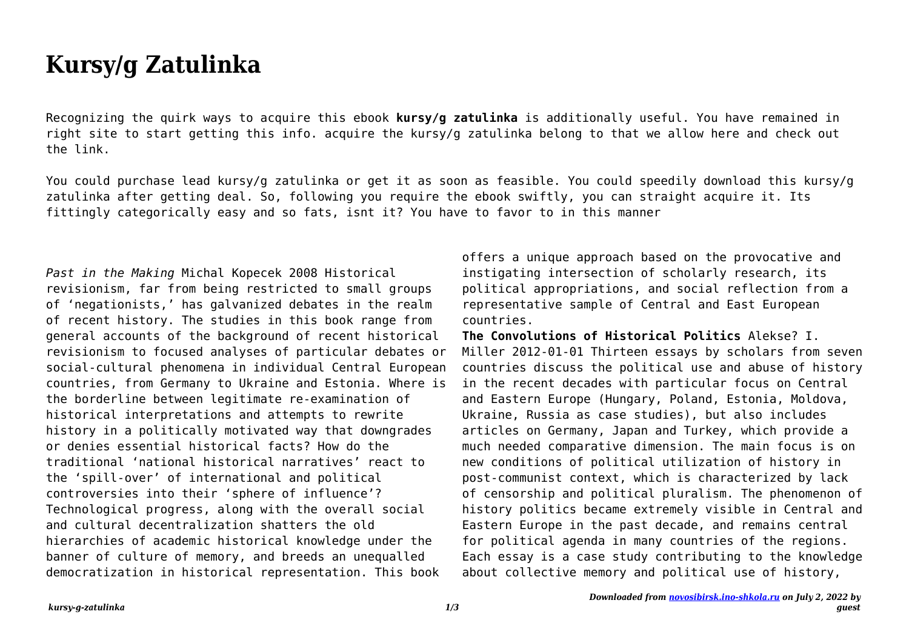# Kursy/g Zatulinka

Recognizing the quirk ways to acquire this ebook **kursy/g zatulinka** is additionally useful. You have remained in right site to start getting this info. acquire the kursy/g zatulinka belong to that we allow here and check out the link.

You could purchase lead kursy/g zatulinka or get it as soon as feasible. You could speedily download this kursy/g zatulinka after getting deal. So, following you require the ebook swiftly, you can straight acquire it. Its fittingly categorically easy and so fats, isnt it? You have to favor to in this manner

*Past in the Making* Michal Kopecek 2008 Historical revisionism, far from being restricted to small groups of 'negationists,' has galvanized debates in the realm of recent history. The studies in this book range from general accounts of the background of recent historical revisionism to focused analyses of particular debates or social-cultural phenomena in individual Central European countries, from Germany to Ukraine and Estonia. Where is the borderline between legitimate re-examination of historical interpretations and attempts to rewrite history in a politically motivated way that downgrades or denies essential historical facts? How do the traditional 'national historical narratives' react to the 'spill-over' of international and political controversies into their 'sphere of influence'? Technological progress, along with the overall social and cultural decentralization shatters the old hierarchies of academic historical knowledge under the banner of culture of memory, and breeds an unequalled democratization in historical representation. This book offers a unique approach based on the provocative and instigating intersection of scholarly research, its political appropriations, and social reflection from a representative sample of Central and East European countries.

**The Convolutions of Historical Politics** Alekse? I. Miller 2012-01-01 Thirteen essays by scholars from seven countries discuss the political use and abuse of history in the recent decades with particular focus on Central and Eastern Europe (Hungary, Poland, Estonia, Moldova, Ukraine, Russia as case studies), but also includes articles on Germany, Japan and Turkey, which provide a much needed comparative dimension. The main focus is on new conditions of political utilization of history in post-communist context, which is characterized by lack of censorship and political pluralism. The phenomenon of history politics became extremely visible in Central and Eastern Europe in the past decade, and remains central for political agenda in many countries of the regions. Each essay is a case study contributing to the knowledge about collective memory and political use of history,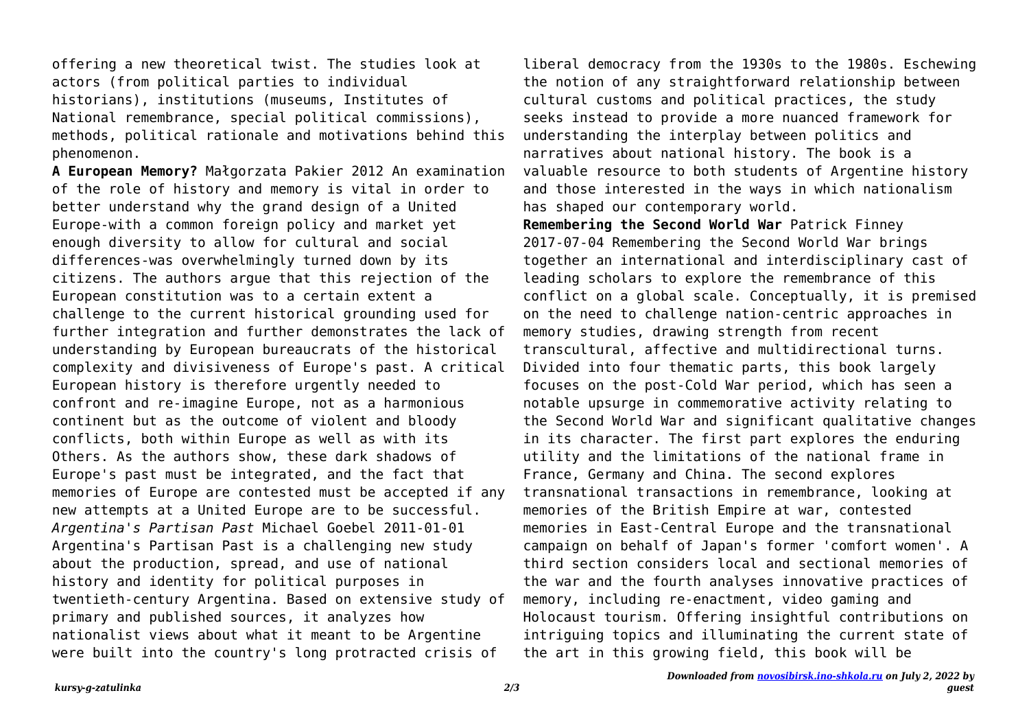offering a new theoretical twist. The studies look at actors (from political parties to individual historians), institutions (museums, Institutes of National remembrance, special political commissions), methods, political rationale and motivations behind this phenomenon.

**A European Memory?** Małgorzata Pakier 2012 An examination of the role of history and memory is vital in order to better understand why the grand design of a United Europe-with a common foreign policy and market yet enough diversity to allow for cultural and social differences-was overwhelmingly turned down by its citizens. The authors argue that this rejection of the European constitution was to a certain extent a challenge to the current historical grounding used for further integration and further demonstrates the lack of understanding by European bureaucrats of the historical complexity and divisiveness of Europe's past. A critical European history is therefore urgently needed to confront and re-imagine Europe, not as a harmonious continent but as the outcome of violent and bloody conflicts, both within Europe as well as with its Others. As the authors show, these dark shadows of Europe's past must be integrated, and the fact that memories of Europe are contested must be accepted if any new attempts at a United Europe are to be successful.

*Argentina's Partisan Past* Michael Goebel 2011-01-01 Argentina's Partisan Past is a challenging new study about the production, spread, and use of national history and identity for political purposes in twentieth-century Argentina. Based on extensive study of primary and published sources, it analyzes how nationalist views about what it meant to be Argentine were built into the country's long protracted crisis of liberal democracy from the 1930s to the 1980s. Eschewing the notion of any straightforward relationship between cultural customs and political practices, the study seeks instead to provide a more nuanced framework for understanding the interplay between politics and narratives about national history. The book is a valuable resource to both students of Argentine history and those interested in the ways in which nationalism has shaped our contemporary world.

**Remembering the Second World War** Patrick Finney 2017-07-04 Remembering the Second World War brings together an international and interdisciplinary cast of leading scholars to explore the remembrance of this conflict on a global scale. Conceptually, it is premised on the need to challenge nation-centric approaches in memory studies, drawing strength from recent transcultural, affective and multidirectional turns. Divided into four thematic parts, this book largely focuses on the post-Cold War period, which has seen a notable upsurge in commemorative activity relating to the Second World War and significant qualitative changes in its character. The first part explores the enduring utility and the limitations of the national frame in France, Germany and China. The second explores transnational transactions in remembrance, looking at memories of the British Empire at war, contested memories in East-Central Europe and the transnational campaign on behalf of Japan's former 'comfort women'. A third section considers local and sectional memories of the war and the fourth analyses innovative practices of memory, including re-enactment, video gaming and Holocaust tourism. Offering insightful contributions on intriguing topics and illuminating the current state of the art in this growing field, this book will be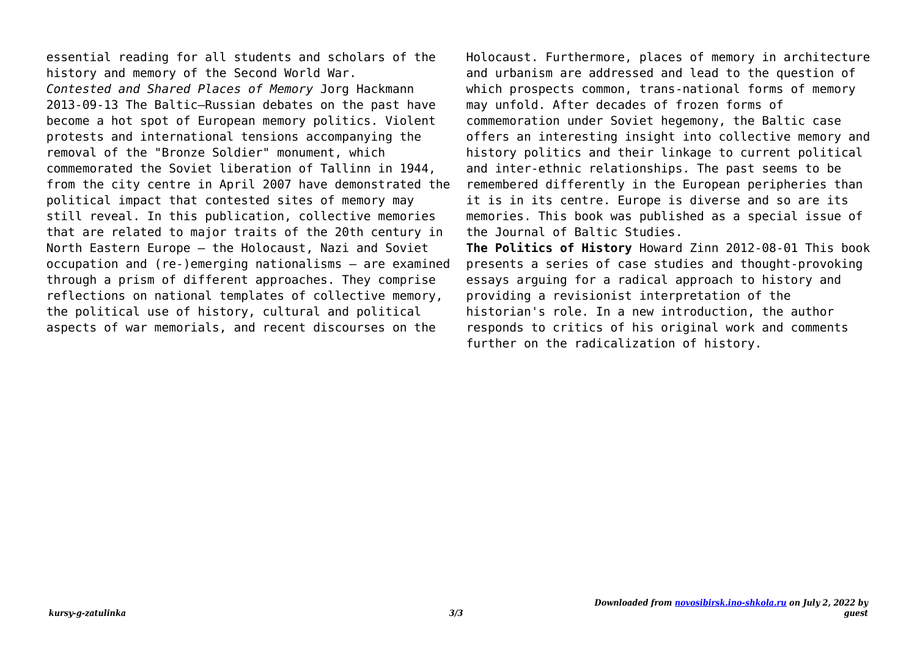essential reading for all students and scholars of the history and memory of the Second World War.

*Contested and Shared Places of Memory* Jorg Hackmann 2013-09-13 The Baltic–Russian debates on the past have become a hot spot of European memory politics. Violent protests and international tensions accompanying the removal of the "Bronze Soldier" monument, which commemorated the Soviet liberation of Tallinn in 1944, from the city centre in April 2007 have demonstrated the political impact that contested sites of memory may still reveal. In this publication, collective memories that are related to major traits of the 20th century in North Eastern Europe – the Holocaust, Nazi and Soviet occupation and (re-)emerging nationalisms – are examined through a prism of different approaches. They comprise reflections on national templates of collective memory, the political use of history, cultural and political aspects of war memorials, and recent discourses on the Holocaust. Furthermore, places of memory in architecture and urbanism are addressed and lead to the question of which prospects common, trans-national forms of memory may unfold. After decades of frozen forms of commemoration under Soviet hegemony, the Baltic case offers an interesting insight into collective memory and history politics and their linkage to current political and inter-ethnic relationships. The past seems to be remembered differently in the European peripheries than it is in its centre. Europe is diverse and so are its memories. This book was published as a special issue of the Journal of Baltic Studies.

**The Politics of History** Howard Zinn 2012-08-01 This book presents a series of case studies and thought-provoking essays arguing for a radical approach to history and providing a revisionist interpretation of the historian's role. In a new introduction, the author responds to critics of his original work and comments further on the radicalization of history.